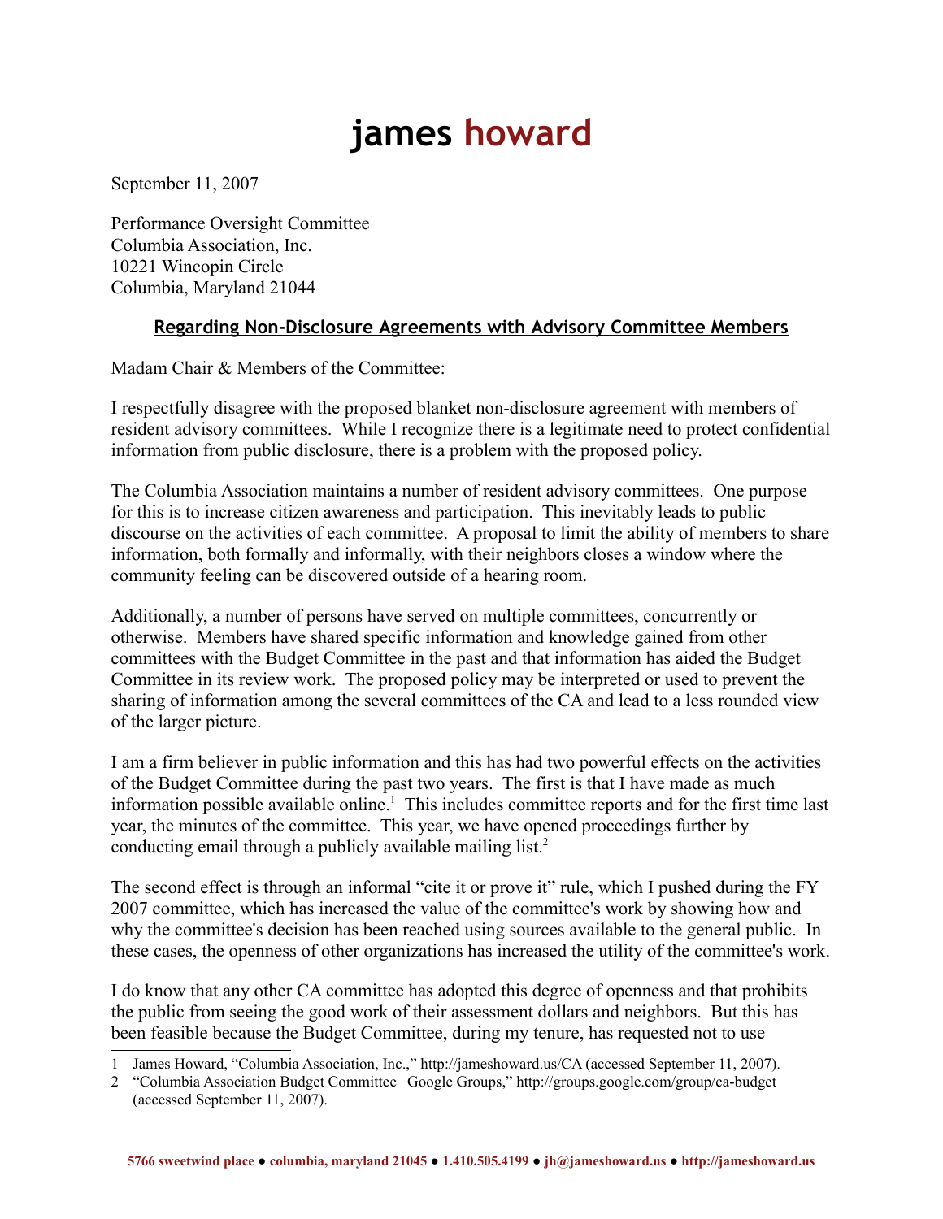# james howard

September 11, 2007

Performance Oversight Committee
Columbia Association, Inc.
10221 Wincopin Circle
Columbia, Maryland 21044

## Regarding Non-Disclosure Agreements with Advisory Committee Members

Madam Chair & Members of the Committee:

I respectfully disagree with the proposed blanket non-disclosure agreement with members of resident advisory committees. While I recognize there is a legitimate need to protect confidential information from public disclosure, there is a problem with the proposed policy.

The Columbia Association maintains a number of resident advisory committees. One purpose for this is to increase citizen awareness and participation. This inevitably leads to public discourse on the activities of each committee. A proposal to limit the ability of members to share information, both formally and informally, with their neighbors closes a window where the community feeling can be discovered outside of a hearing room.

Additionally, a number of persons have served on multiple committees, concurrently or otherwise. Members have shared specific information and knowledge gained from other committees with the Budget Committee in the past and that information has aided the Budget Committee in its review work. The proposed policy may be interpreted or used to prevent the sharing of information among the several committees of the CA and lead to a less rounded view of the larger picture.

I am a firm believer in public information and this has had two powerful effects on the activities of the Budget Committee during the past two years. The first is that I have made as much information possible available online.[1] This includes committee reports and for the first time last year, the minutes of the committee. This year, we have opened proceedings further by conducting email through a publicly available mailing list.[2]

The second effect is through an informal "cite it or prove it" rule, which I pushed during the FY 2007 committee, which has increased the value of the committee's work by showing how and why the committee's decision has been reached using sources available to the general public. In these cases, the openness of other organizations has increased the utility of the committee's work.

I do know that any other CA committee has adopted this degree of openness and that prohibits the public from seeing the good work of their assessment dollars and neighbors. But this has been feasible because the Budget Committee, during my tenure, has requested not to use

---

1 James Howard, "Columbia Association, Inc.," http://jameshoward.us/CA (accessed September 11, 2007).

2 "Columbia Association Budget Committee | Google Groups," http://groups.google.com/group/ca-budget (accessed September 11, 2007).

5766 sweetwind place ● columbia, maryland 21045 ● 1.410.505.4199 ● jh@jameshoward.us ● http://jameshoward.us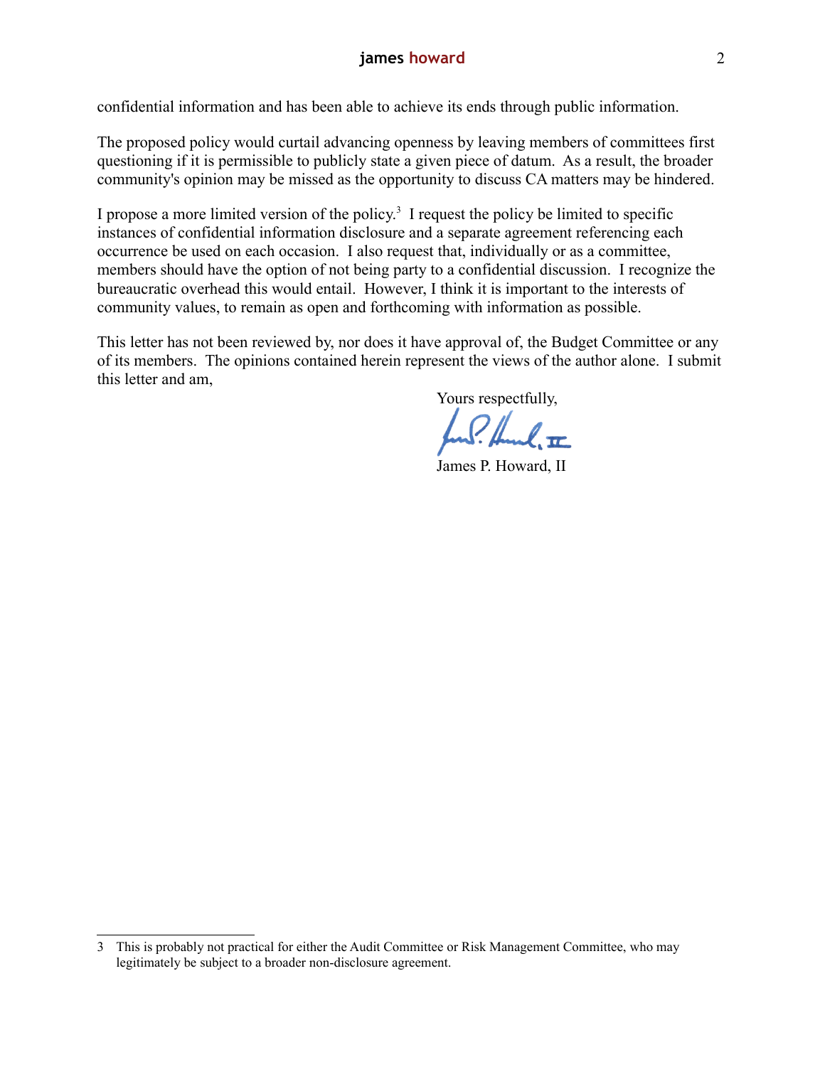confidential information and has been able to achieve its ends through public information.

The proposed policy would curtail advancing openness by leaving members of committees first questioning if it is permissible to publicly state a given piece of datum. As a result, the broader community's opinion may be missed as the opportunity to discuss CA matters may be hindered.

I propose a more limited version of the policy.[3] I request the policy be limited to specific instances of confidential information disclosure and a separate agreement referencing each occurrence be used on each occasion. I also request that, individually or as a committee, members should have the option of not being party to a confidential discussion. I recognize the bureaucratic overhead this would entail. However, I think it is important to the interests of community values, to remain as open and forthcoming with information as possible.

This letter has not been reviewed by, nor does it have approval of, the Budget Committee or any of its members. The opinions contained herein represent the views of the author alone. I submit this letter and am,

Yours respectfully,

James P. Howard, II

---

3 This is probably not practical for either the Audit Committee or Risk Management Committee, who may legitimately be subject to a broader non-disclosure agreement.